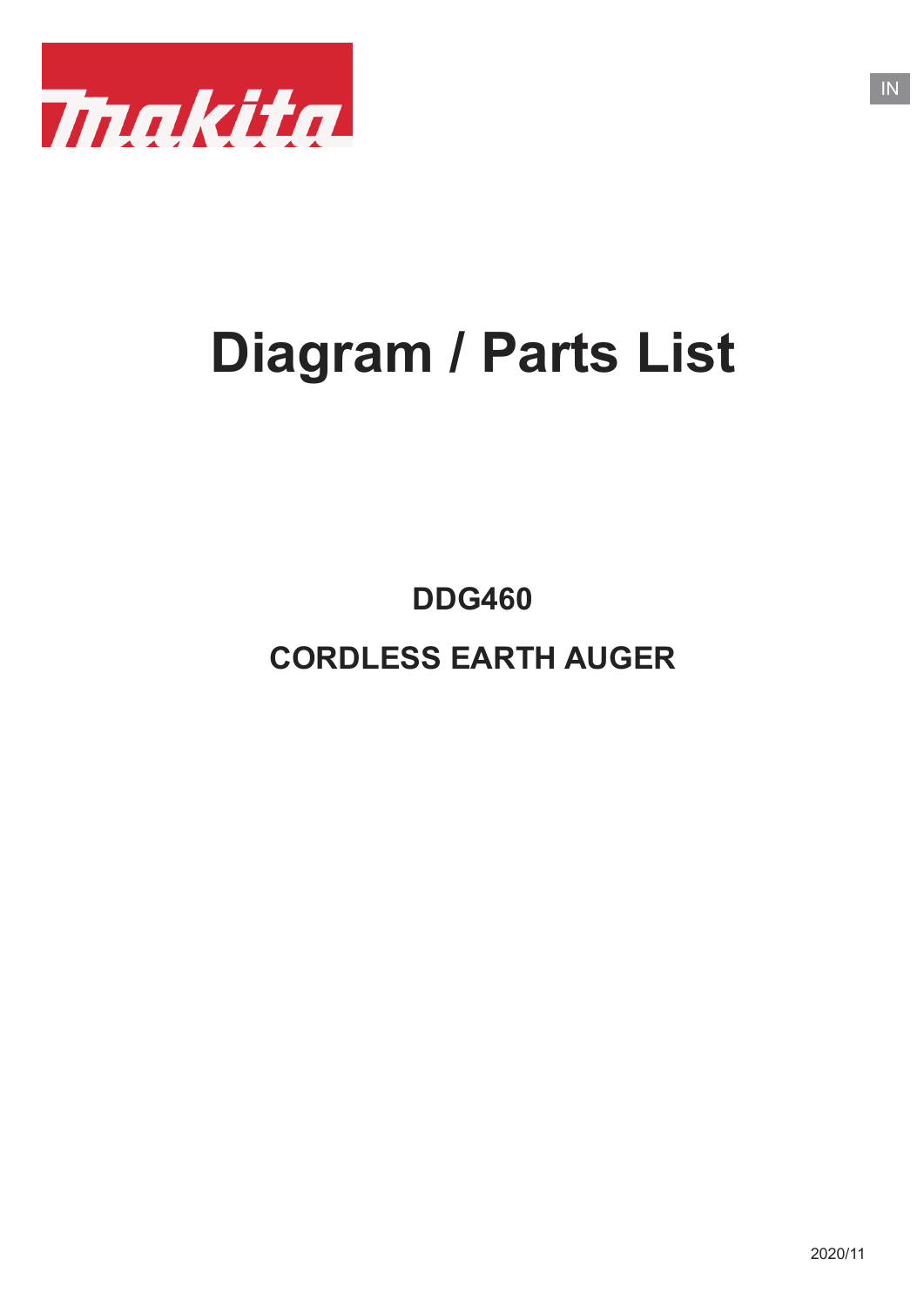IN

# Diagram / Parts List

## DDG460

## CORDLESS EARTH AUGER

2020/11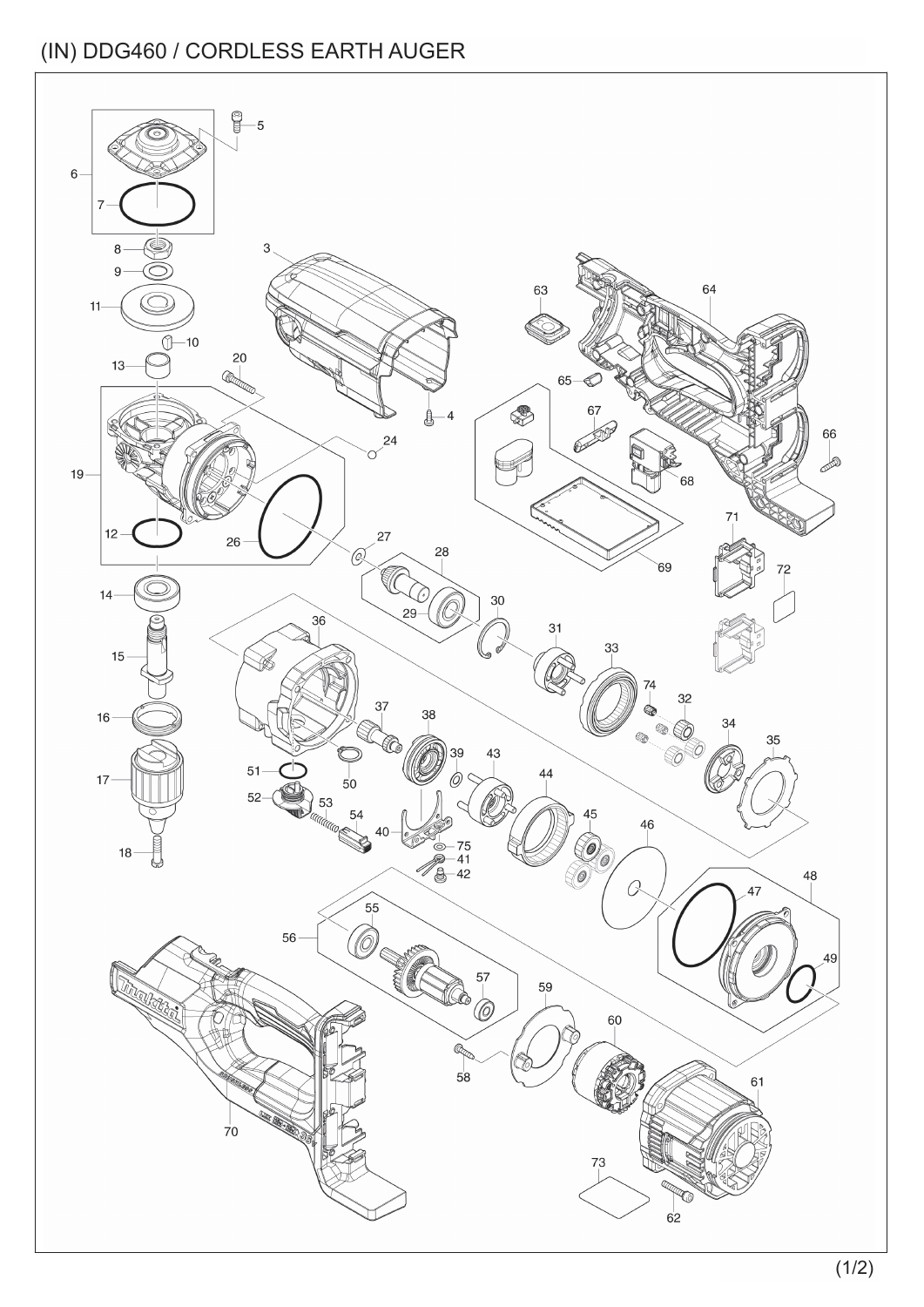# (IN) DDG460 / CORDLESS EARTH AUGER

5
6
7
8
9
11
10
13
20
3
63
64
65
67
4
24
19
66
68
12
26
27
28
71
69
72
14
29
30
36
31
15
33
74
32
16
37
38
34
35
39
43
51
50
44
17
52
53
54
40
45
46
75
41
18
42
48
55
47
56
49
57
59
60
58
61
70
73
62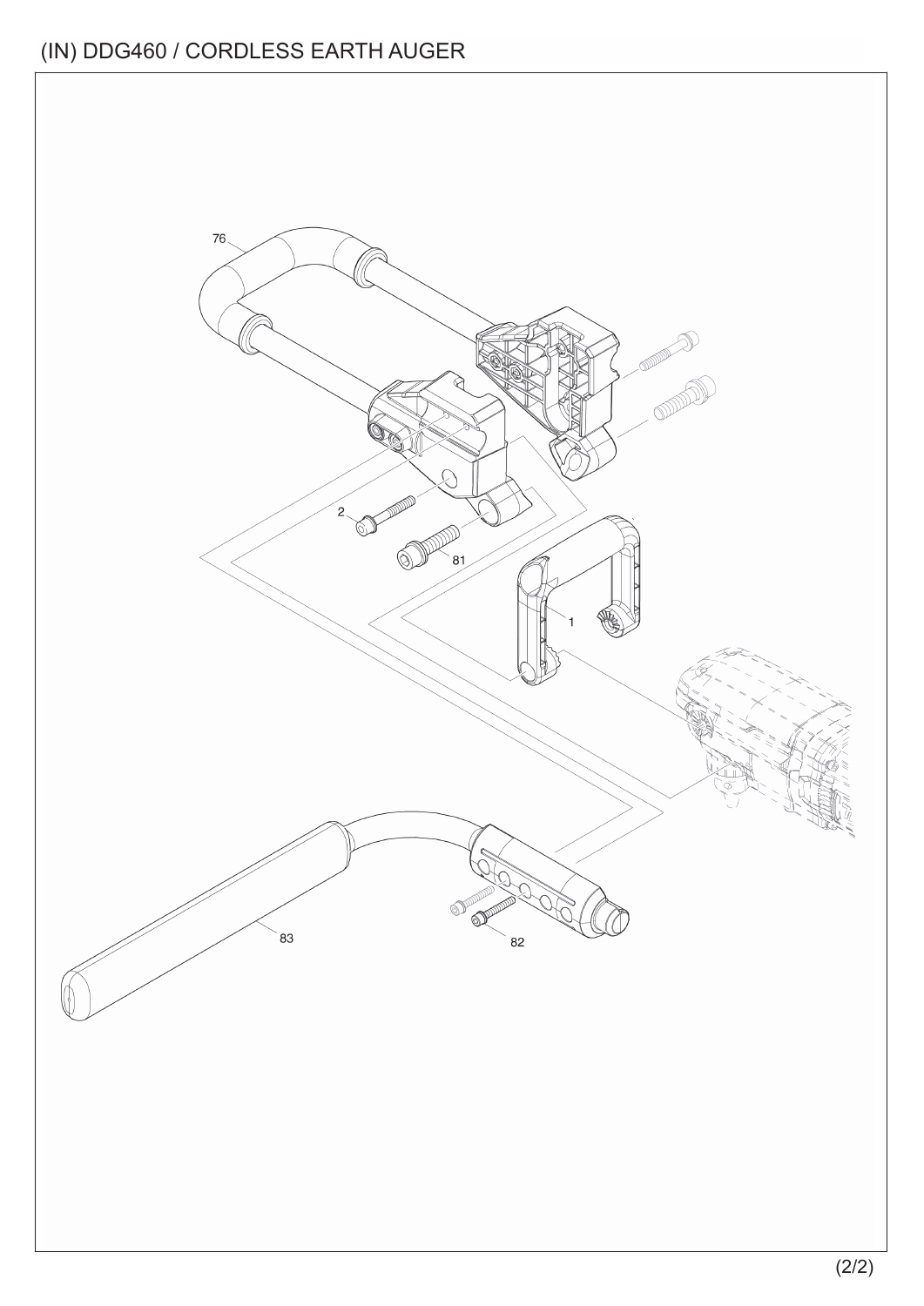# (IN) DDG460 / CORDLESS EARTH AUGER

76

2

81

1

83

82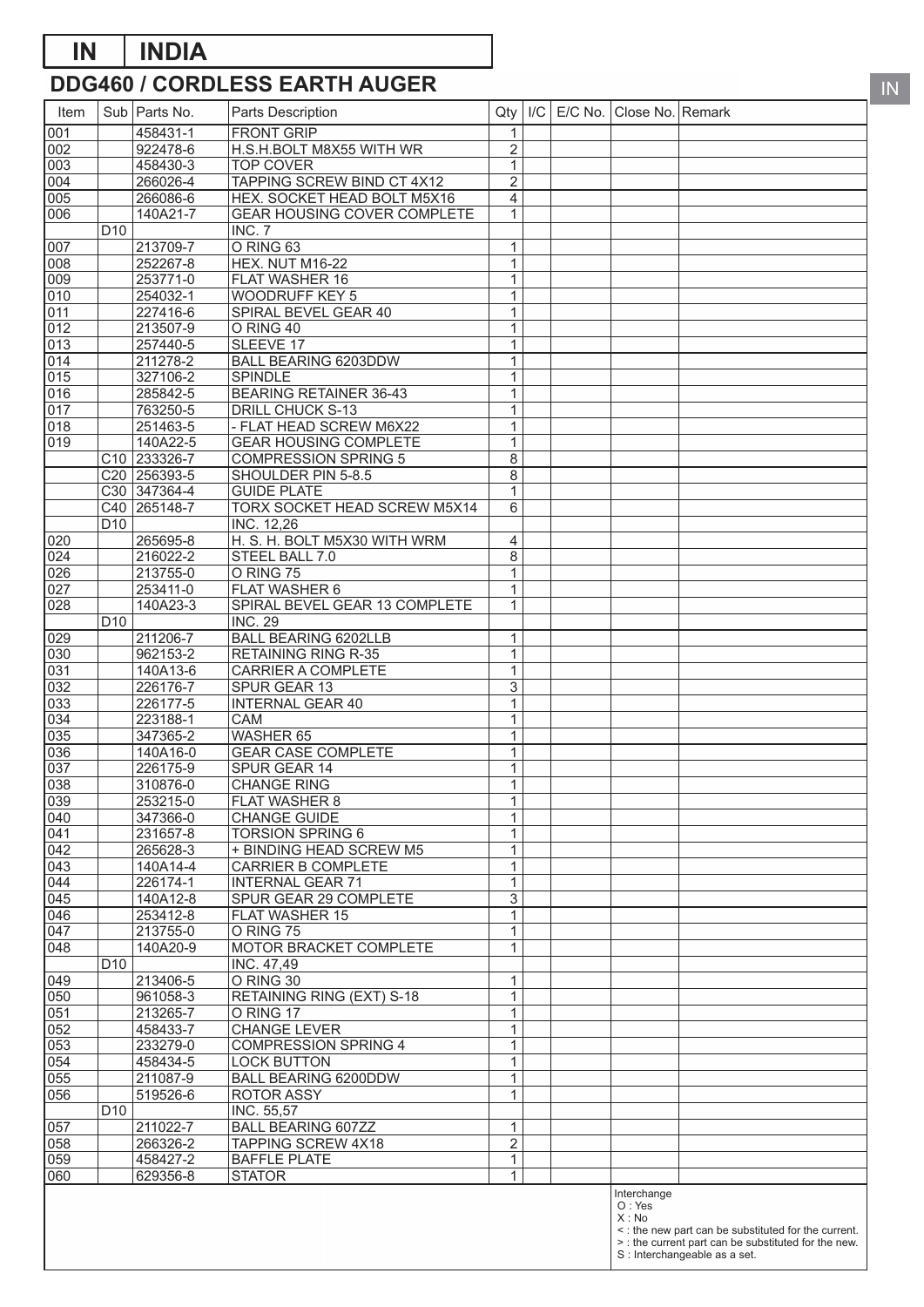# IN | INDIA

## DDG460 / CORDLESS EARTH AUGER

| Item | Sub | Parts No. | Parts Description | Qty | I/C | E/C No. | Close No. | Remark |
|---|---|---|---|---|---|---|---|---|
| 001 | | 458431-1 | FRONT GRIP | 1 | | | | |
| 002 | | 922478-6 | H.S.H.BOLT M8X55 WITH WR | 2 | | | | |
| 003 | | 458430-3 | TOP COVER | 1 | | | | |
| 004 | | 266026-4 | TAPPING SCREW BIND CT 4X12 | 2 | | | | |
| 005 | | 266086-6 | HEX. SOCKET HEAD BOLT M5X16 | 4 | | | | |
| 006 | | 140A21-7 | GEAR HOUSING COVER COMPLETE | 1 | | | | |
| | D10 | | INC. 7 | | | | | |
| 007 | | 213709-7 | O RING 63 | 1 | | | | |
| 008 | | 252267-8 | HEX. NUT M16-22 | 1 | | | | |
| 009 | | 253771-0 | FLAT WASHER 16 | 1 | | | | |
| 010 | | 254032-1 | WOODRUFF KEY 5 | 1 | | | | |
| 011 | | 227416-6 | SPIRAL BEVEL GEAR 40 | 1 | | | | |
| 012 | | 213507-9 | O RING 40 | 1 | | | | |
| 013 | | 257440-5 | SLEEVE 17 | 1 | | | | |
| 014 | | 211278-2 | BALL BEARING 6203DDW | 1 | | | | |
| 015 | | 327106-2 | SPINDLE | 1 | | | | |
| 016 | | 285842-5 | BEARING RETAINER 36-43 | 1 | | | | |
| 017 | | 763250-5 | DRILL CHUCK S-13 | 1 | | | | |
| 018 | | 251463-5 | - FLAT HEAD SCREW M6X22 | 1 | | | | |
| 019 | | 140A22-5 | GEAR HOUSING COMPLETE | 1 | | | | |
| | C10 | 233326-7 | COMPRESSION SPRING 5 | 8 | | | | |
| | C20 | 256393-5 | SHOULDER PIN 5-8.5 | 8 | | | | |
| | C30 | 347364-4 | GUIDE PLATE | 1 | | | | |
| | C40 | 265148-7 | TORX SOCKET HEAD SCREW M5X14 | 6 | | | | |
| | D10 | | INC. 12,26 | | | | | |
| 020 | | 265695-8 | H. S. H. BOLT M5X30 WITH WRM | 4 | | | | |
| 024 | | 216022-2 | STEEL BALL 7.0 | 8 | | | | |
| 026 | | 213755-0 | O RING 75 | 1 | | | | |
| 027 | | 253411-0 | FLAT WASHER 6 | 1 | | | | |
| 028 | | 140A23-3 | SPIRAL BEVEL GEAR 13 COMPLETE | 1 | | | | |
| | D10 | | INC. 29 | | | | | |
| 029 | | 211206-7 | BALL BEARING 6202LLB | 1 | | | | |
| 030 | | 962153-2 | RETAINING RING R-35 | 1 | | | | |
| 031 | | 140A13-6 | CARRIER A COMPLETE | 1 | | | | |
| 032 | | 226176-7 | SPUR GEAR 13 | 3 | | | | |
| 033 | | 226177-5 | INTERNAL GEAR 40 | 1 | | | | |
| 034 | | 223188-1 | CAM | 1 | | | | |
| 035 | | 347365-2 | WASHER 65 | 1 | | | | |
| 036 | | 140A16-0 | GEAR CASE COMPLETE | 1 | | | | |
| 037 | | 226175-9 | SPUR GEAR 14 | 1 | | | | |
| 038 | | 310876-0 | CHANGE RING | 1 | | | | |
| 039 | | 253215-0 | FLAT WASHER 8 | 1 | | | | |
| 040 | | 347366-0 | CHANGE GUIDE | 1 | | | | |
| 041 | | 231657-8 | TORSION SPRING 6 | 1 | | | | |
| 042 | | 265628-3 | + BINDING HEAD SCREW M5 | 1 | | | | |
| 043 | | 140A14-4 | CARRIER B COMPLETE | 1 | | | | |
| 044 | | 226174-1 | INTERNAL GEAR 71 | 1 | | | | |
| 045 | | 140A12-8 | SPUR GEAR 29 COMPLETE | 3 | | | | |
| 046 | | 253412-8 | FLAT WASHER 15 | 1 | | | | |
| 047 | | 213755-0 | O RING 75 | 1 | | | | |
| 048 | | 140A20-9 | MOTOR BRACKET COMPLETE | 1 | | | | |
| | D10 | | INC. 47,49 | | | | | |
| 049 | | 213406-5 | O RING 30 | 1 | | | | |
| 050 | | 961058-3 | RETAINING RING (EXT) S-18 | 1 | | | | |
| 051 | | 213265-7 | O RING 17 | 1 | | | | |
| 052 | | 458433-7 | CHANGE LEVER | 1 | | | | |
| 053 | | 233279-0 | COMPRESSION SPRING 4 | 1 | | | | |
| 054 | | 458434-5 | LOCK BUTTON | 1 | | | | |
| 055 | | 211087-9 | BALL BEARING 6200DDW | 1 | | | | |
| 056 | | 519526-6 | ROTOR ASSY | 1 | | | | |
| | D10 | | INC. 55,57 | | | | | |
| 057 | | 211022-7 | BALL BEARING 607ZZ | 1 | | | | |
| 058 | | 266326-2 | TAPPING SCREW 4X18 | 2 | | | | |
| 059 | | 458427-2 | BAFFLE PLATE | 1 | | | | |
| 060 | | 629356-8 | STATOR | 1 | | | | |

Interchange
O : Yes
X : No
< : the new part can be substituted for the current.
> : the current part can be substituted for the new.
S : Interchangeable as a set.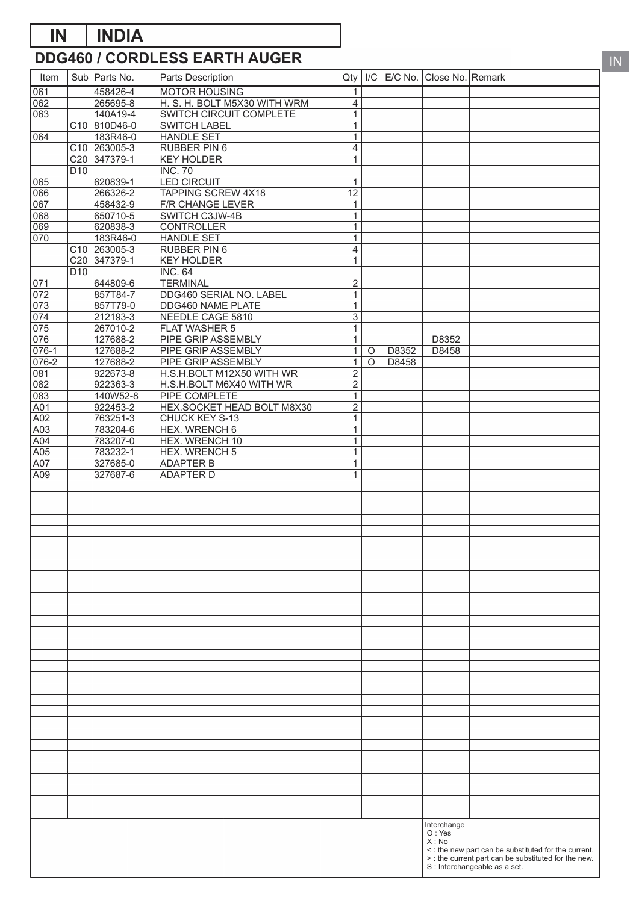# IN | INDIA

## DDG460 / CORDLESS EARTH AUGER

| Item | Sub | Parts No. | Parts Description | Qty | I/C | E/C No. | Close No. | Remark |
|---|---|---|---|---|---|---|---|---|
| 061 | | 458426-4 | MOTOR HOUSING | 1 | | | | |
| 062 | | 265695-8 | H. S. H. BOLT M5X30 WITH WRM | 4 | | | | |
| 063 | | 140A19-4 | SWITCH CIRCUIT COMPLETE | 1 | | | | |
| | C10 | 810D46-0 | SWITCH LABEL | 1 | | | | |
| 064 | | 183R46-0 | HANDLE SET | 1 | | | | |
| | C10 | 263005-3 | RUBBER PIN 6 | 4 | | | | |
| | C20 | 347379-1 | KEY HOLDER | 1 | | | | |
| | D10 | | INC. 70 | | | | | |
| 065 | | 620839-1 | LED CIRCUIT | 1 | | | | |
| 066 | | 266326-2 | TAPPING SCREW 4X18 | 12 | | | | |
| 067 | | 458432-9 | F/R CHANGE LEVER | 1 | | | | |
| 068 | | 650710-5 | SWITCH C3JW-4B | 1 | | | | |
| 069 | | 620838-3 | CONTROLLER | 1 | | | | |
| 070 | | 183R46-0 | HANDLE SET | 1 | | | | |
| | C10 | 263005-3 | RUBBER PIN 6 | 4 | | | | |
| | C20 | 347379-1 | KEY HOLDER | 1 | | | | |
| | D10 | | INC. 64 | | | | | |
| 071 | | 644809-6 | TERMINAL | 2 | | | | |
| 072 | | 857T84-7 | DDG460 SERIAL NO. LABEL | 1 | | | | |
| 073 | | 857T79-0 | DDG460 NAME PLATE | 1 | | | | |
| 074 | | 212193-3 | NEEDLE CAGE 5810 | 3 | | | | |
| 075 | | 267010-2 | FLAT WASHER 5 | 1 | | | | |
| 076 | | 127688-2 | PIPE GRIP ASSEMBLY | 1 | | | D8352 | |
| 076-1 | | 127688-2 | PIPE GRIP ASSEMBLY | 1 | O | D8352 | D8458 | |
| 076-2 | | 127688-2 | PIPE GRIP ASSEMBLY | 1 | O | D8458 | | |
| 081 | | 922673-8 | H.S.H.BOLT M12X50 WITH WR | 2 | | | | |
| 082 | | 922363-3 | H.S.H.BOLT M6X40 WITH WR | 2 | | | | |
| 083 | | 140W52-8 | PIPE COMPLETE | 1 | | | | |
| A01 | | 922453-2 | HEX.SOCKET HEAD BOLT M8X30 | 2 | | | | |
| A02 | | 763251-3 | CHUCK KEY S-13 | 1 | | | | |
| A03 | | 783204-6 | HEX. WRENCH 6 | 1 | | | | |
| A04 | | 783207-0 | HEX. WRENCH 10 | 1 | | | | |
| A05 | | 783232-1 | HEX. WRENCH 5 | 1 | | | | |
| A07 | | 327685-0 | ADAPTER B | 1 | | | | |
| A09 | | 327687-6 | ADAPTER D | 1 | | | | |

Interchange
O : Yes
X : No
< : the new part can be substituted for the current.
> : the current part can be substituted for the new.
S : Interchangeable as a set.